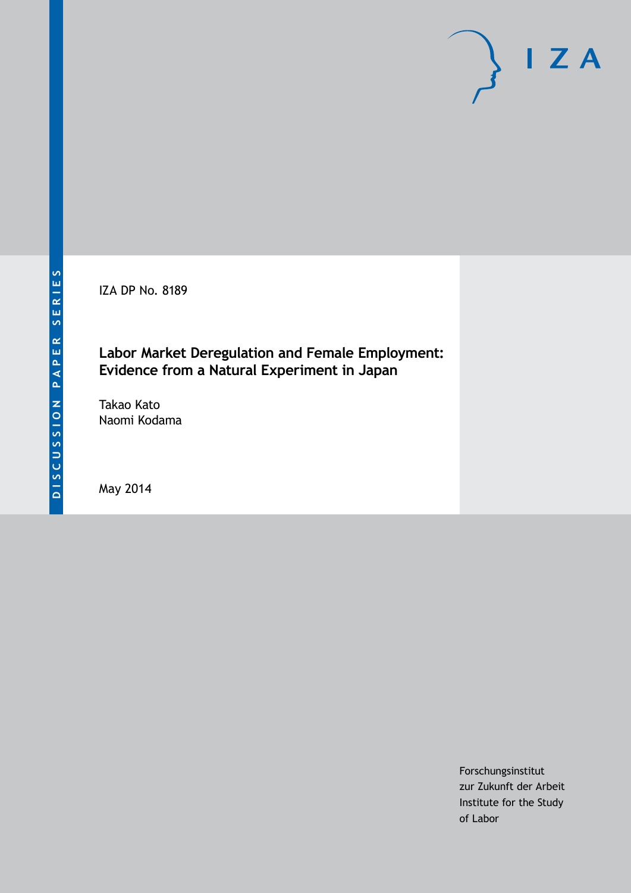DISCUSSION PAPER SERIES

IZA

IZA DP No. 8189

# Labor Market Deregulation and Female Employment: Evidence from a Natural Experiment in Japan

Takao Kato
Naomi Kodama

May 2014

Forschungsinstitut
zur Zukunft der Arbeit
Institute for the Study
of Labor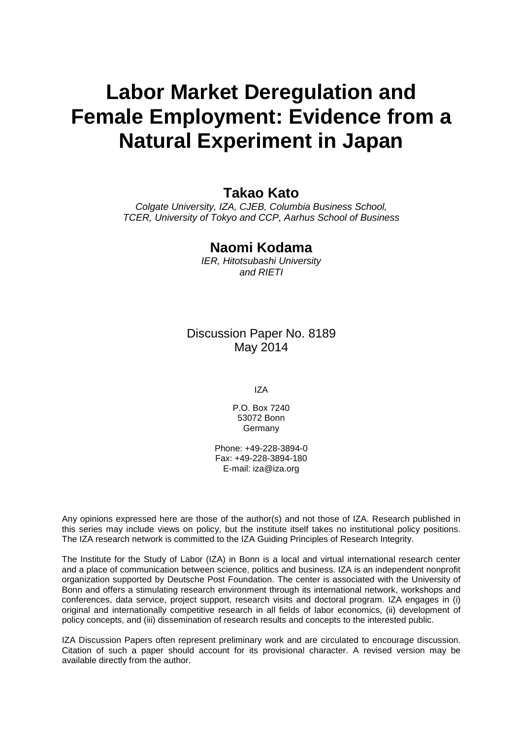# Labor Market Deregulation and Female Employment: Evidence from a Natural Experiment in Japan

## Takao Kato

*Colgate University, IZA, CJEB, Columbia Business School, TCER, University of Tokyo and CCP, Aarhus School of Business*

## Naomi Kodama

*IER, Hitotsubashi University and RIETI*

Discussion Paper No. 8189
May 2014

IZA

P.O. Box 7240
53072 Bonn
Germany

Phone: +49-228-3894-0
Fax: +49-228-3894-180
E-mail: iza@iza.org

Any opinions expressed here are those of the author(s) and not those of IZA. Research published in this series may include views on policy, but the institute itself takes no institutional policy positions. The IZA research network is committed to the IZA Guiding Principles of Research Integrity.

The Institute for the Study of Labor (IZA) in Bonn is a local and virtual international research center and a place of communication between science, politics and business. IZA is an independent nonprofit organization supported by Deutsche Post Foundation. The center is associated with the University of Bonn and offers a stimulating research environment through its international network, workshops and conferences, data service, project support, research visits and doctoral program. IZA engages in (i) original and internationally competitive research in all fields of labor economics, (ii) development of policy concepts, and (iii) dissemination of research results and concepts to the interested public.

IZA Discussion Papers often represent preliminary work and are circulated to encourage discussion. Citation of such a paper should account for its provisional character. A revised version may be available directly from the author.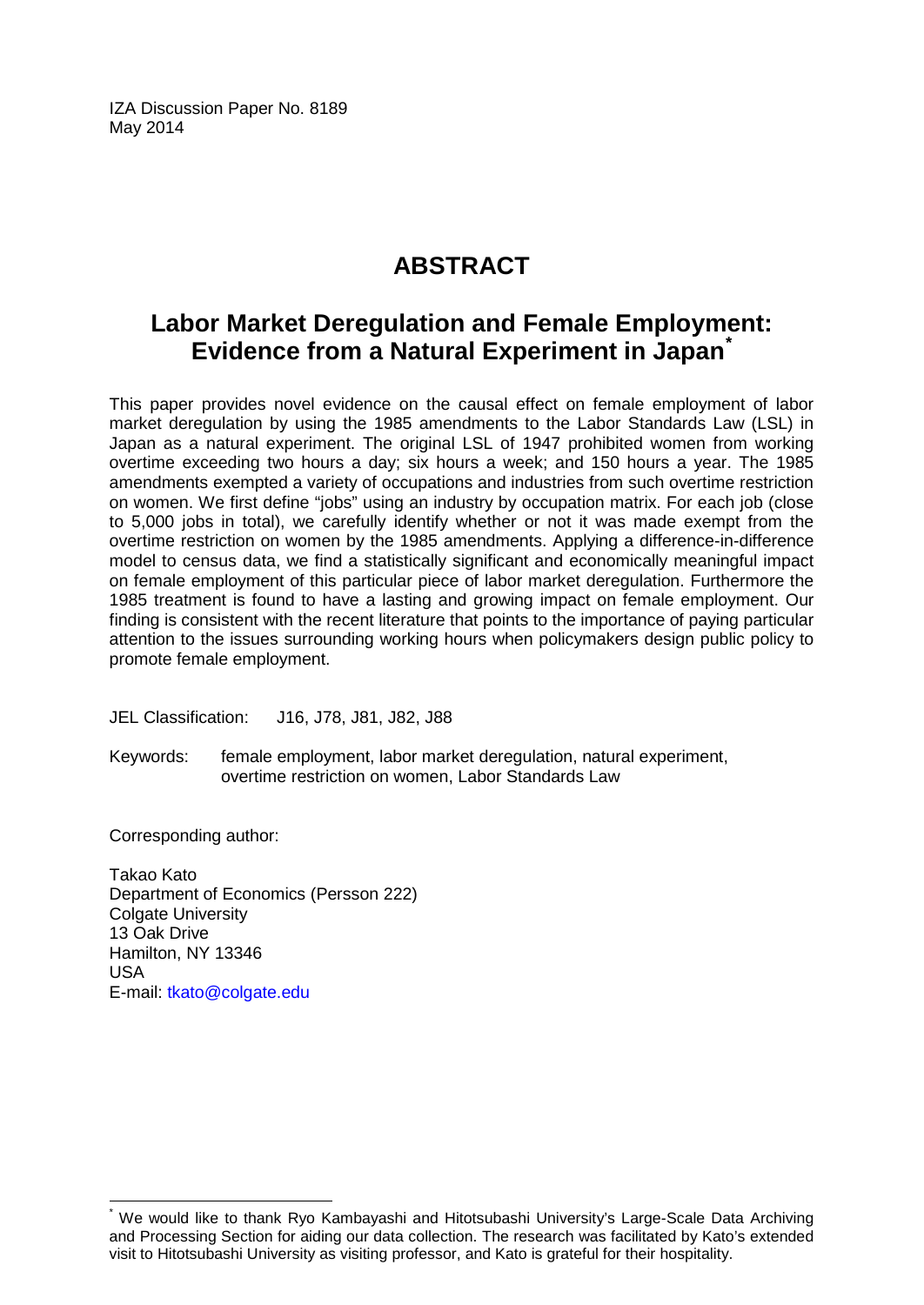IZA Discussion Paper No. 8189
May 2014

# ABSTRACT

## Labor Market Deregulation and Female Employment: Evidence from a Natural Experiment in Japan*

This paper provides novel evidence on the causal effect on female employment of labor market deregulation by using the 1985 amendments to the Labor Standards Law (LSL) in Japan as a natural experiment. The original LSL of 1947 prohibited women from working overtime exceeding two hours a day; six hours a week; and 150 hours a year. The 1985 amendments exempted a variety of occupations and industries from such overtime restriction on women. We first define "jobs" using an industry by occupation matrix. For each job (close to 5,000 jobs in total), we carefully identify whether or not it was made exempt from the overtime restriction on women by the 1985 amendments. Applying a difference-in-difference model to census data, we find a statistically significant and economically meaningful impact on female employment of this particular piece of labor market deregulation. Furthermore the 1985 treatment is found to have a lasting and growing impact on female employment. Our finding is consistent with the recent literature that points to the importance of paying particular attention to the issues surrounding working hours when policymakers design public policy to promote female employment.

JEL Classification: J16, J78, J81, J82, J88

Keywords: female employment, labor market deregulation, natural experiment, overtime restriction on women, Labor Standards Law

Corresponding author:

Takao Kato
Department of Economics (Persson 222)
Colgate University
13 Oak Drive
Hamilton, NY 13346
USA
E-mail: tkato@colgate.edu

---

* We would like to thank Ryo Kambayashi and Hitotsubashi University's Large-Scale Data Archiving and Processing Section for aiding our data collection. The research was facilitated by Kato's extended visit to Hitotsubashi University as visiting professor, and Kato is grateful for their hospitality.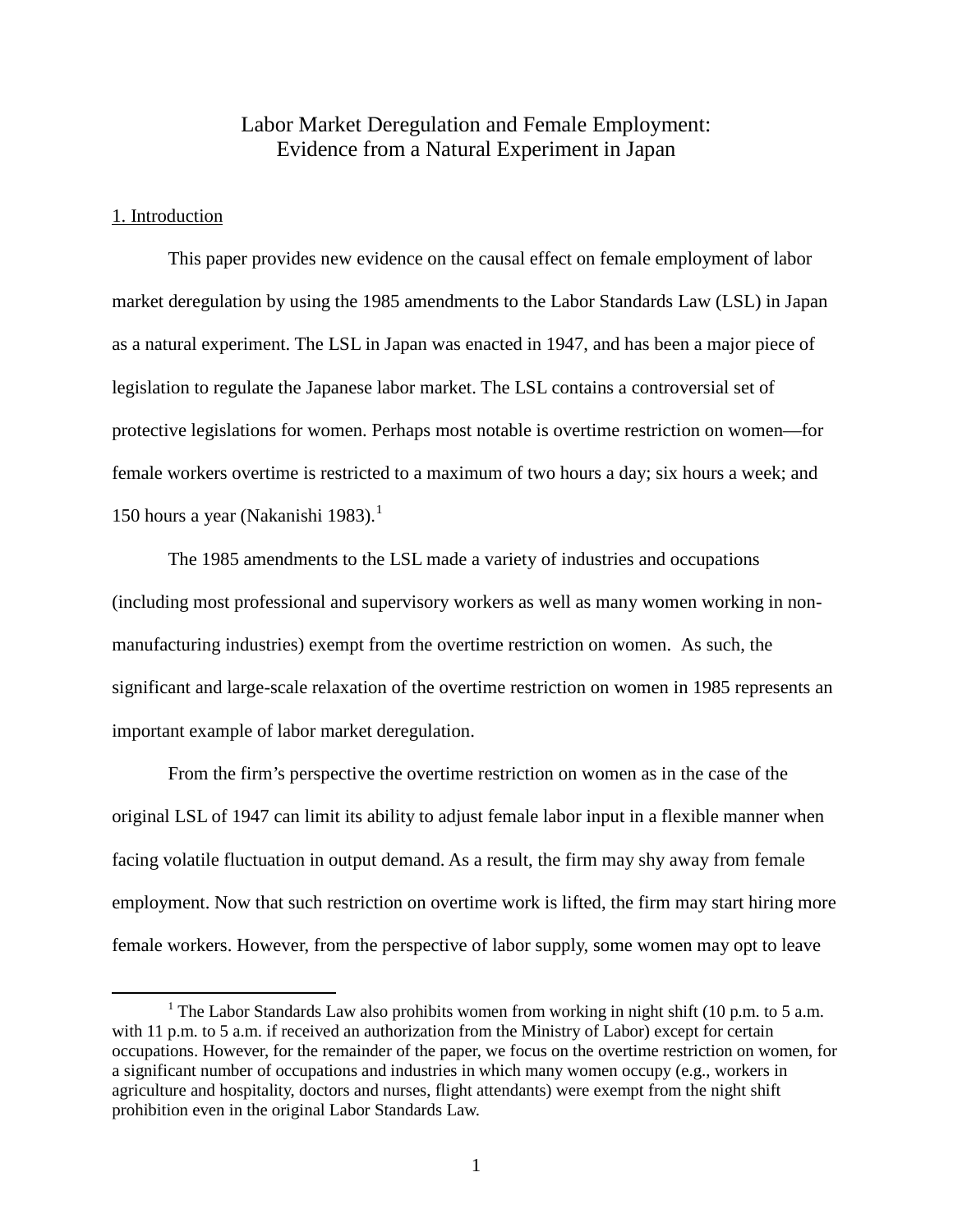# Labor Market Deregulation and Female Employment: Evidence from a Natural Experiment in Japan

## 1. Introduction

This paper provides new evidence on the causal effect on female employment of labor market deregulation by using the 1985 amendments to the Labor Standards Law (LSL) in Japan as a natural experiment. The LSL in Japan was enacted in 1947, and has been a major piece of legislation to regulate the Japanese labor market. The LSL contains a controversial set of protective legislations for women. Perhaps most notable is overtime restriction on women—for female workers overtime is restricted to a maximum of two hours a day; six hours a week; and 150 hours a year (Nakanishi 1983).[1]

The 1985 amendments to the LSL made a variety of industries and occupations (including most professional and supervisory workers as well as many women working in non-manufacturing industries) exempt from the overtime restriction on women. As such, the significant and large-scale relaxation of the overtime restriction on women in 1985 represents an important example of labor market deregulation.

From the firm's perspective the overtime restriction on women as in the case of the original LSL of 1947 can limit its ability to adjust female labor input in a flexible manner when facing volatile fluctuation in output demand. As a result, the firm may shy away from female employment. Now that such restriction on overtime work is lifted, the firm may start hiring more female workers. However, from the perspective of labor supply, some women may opt to leave

[1] The Labor Standards Law also prohibits women from working in night shift (10 p.m. to 5 a.m. with 11 p.m. to 5 a.m. if received an authorization from the Ministry of Labor) except for certain occupations. However, for the remainder of the paper, we focus on the overtime restriction on women, for a significant number of occupations and industries in which many women occupy (e.g., workers in agriculture and hospitality, doctors and nurses, flight attendants) were exempt from the night shift prohibition even in the original Labor Standards Law.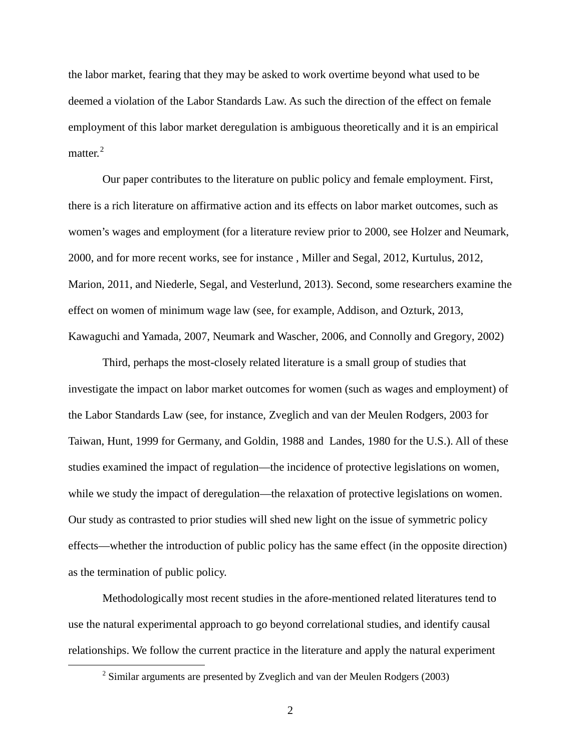the labor market, fearing that they may be asked to work overtime beyond what used to be deemed a violation of the Labor Standards Law. As such the direction of the effect on female employment of this labor market deregulation is ambiguous theoretically and it is an empirical matter.[2]

Our paper contributes to the literature on public policy and female employment. First, there is a rich literature on affirmative action and its effects on labor market outcomes, such as women's wages and employment (for a literature review prior to 2000, see Holzer and Neumark, 2000, and for more recent works, see for instance , Miller and Segal, 2012, Kurtulus, 2012, Marion, 2011, and Niederle, Segal, and Vesterlund, 2013). Second, some researchers examine the effect on women of minimum wage law (see, for example, Addison, and Ozturk, 2013, Kawaguchi and Yamada, 2007, Neumark and Wascher, 2006, and Connolly and Gregory, 2002)

Third, perhaps the most-closely related literature is a small group of studies that investigate the impact on labor market outcomes for women (such as wages and employment) of the Labor Standards Law (see, for instance, Zveglich and van der Meulen Rodgers, 2003 for Taiwan, Hunt, 1999 for Germany, and Goldin, 1988 and Landes, 1980 for the U.S.). All of these studies examined the impact of regulation—the incidence of protective legislations on women, while we study the impact of deregulation—the relaxation of protective legislations on women. Our study as contrasted to prior studies will shed new light on the issue of symmetric policy effects—whether the introduction of public policy has the same effect (in the opposite direction) as the termination of public policy.

Methodologically most recent studies in the afore-mentioned related literatures tend to use the natural experimental approach to go beyond correlational studies, and identify causal relationships. We follow the current practice in the literature and apply the natural experiment

[2] Similar arguments are presented by Zveglich and van der Meulen Rodgers (2003)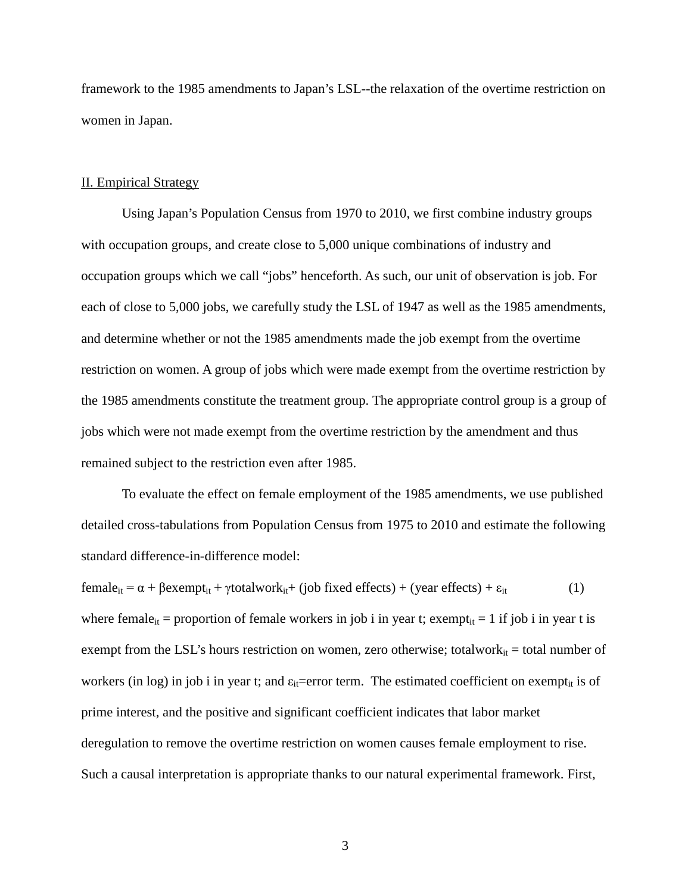framework to the 1985 amendments to Japan's LSL--the relaxation of the overtime restriction on women in Japan.

## II. Empirical Strategy

Using Japan's Population Census from 1970 to 2010, we first combine industry groups with occupation groups, and create close to 5,000 unique combinations of industry and occupation groups which we call "jobs" henceforth. As such, our unit of observation is job. For each of close to 5,000 jobs, we carefully study the LSL of 1947 as well as the 1985 amendments, and determine whether or not the 1985 amendments made the job exempt from the overtime restriction on women. A group of jobs which were made exempt from the overtime restriction by the 1985 amendments constitute the treatment group. The appropriate control group is a group of jobs which were not made exempt from the overtime restriction by the amendment and thus remained subject to the restriction even after 1985.

To evaluate the effect on female employment of the 1985 amendments, we use published detailed cross-tabulations from Population Census from 1975 to 2010 and estimate the following standard difference-in-difference model:

$$female_{it} = \alpha + \beta exempt_{it} + \gamma totalwork_{it} + \text{(job fixed effects)} + \text{(year effects)} + \varepsilon_{it} \qquad (1)$$

where $female_{it}$ = proportion of female workers in job i in year t; $exempt_{it}$ = 1 if job i in year t is exempt from the LSL's hours restriction on women, zero otherwise; $totalwork_{it}$ = total number of workers (in log) in job i in year t; and $\varepsilon_{it}$=error term. The estimated coefficient on $exempt_{it}$ is of prime interest, and the positive and significant coefficient indicates that labor market deregulation to remove the overtime restriction on women causes female employment to rise. Such a causal interpretation is appropriate thanks to our natural experimental framework. First,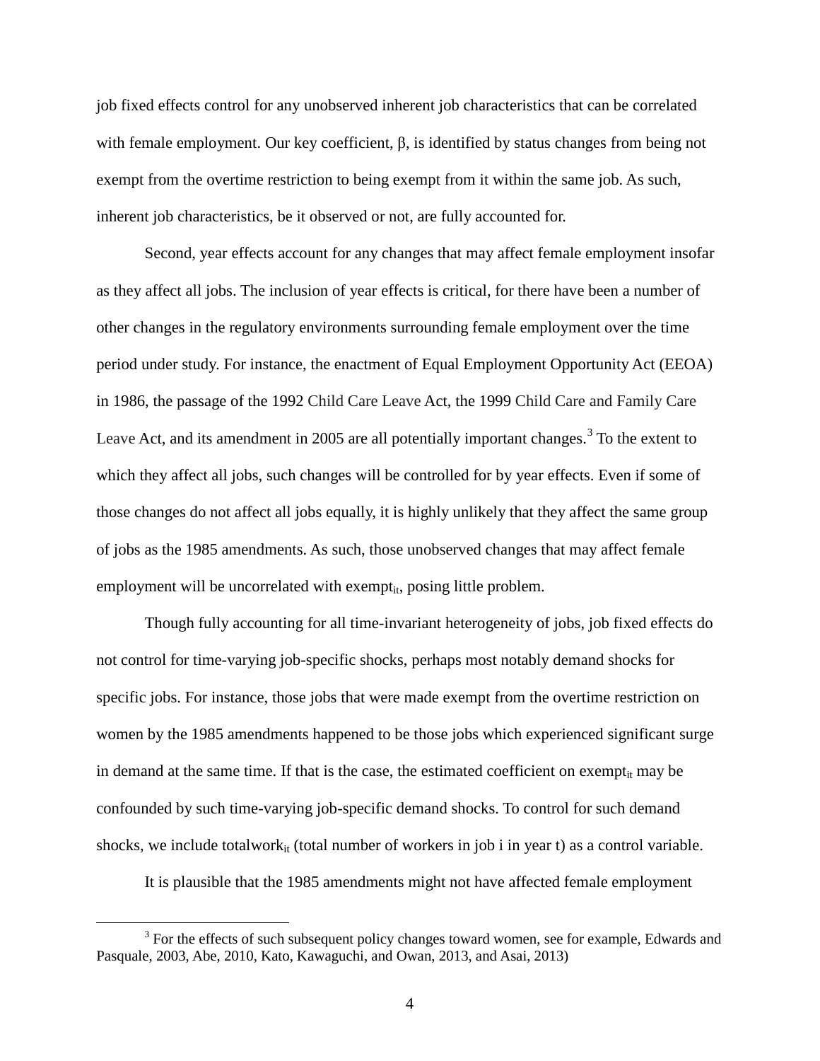job fixed effects control for any unobserved inherent job characteristics that can be correlated with female employment. Our key coefficient, β, is identified by status changes from being not exempt from the overtime restriction to being exempt from it within the same job. As such, inherent job characteristics, be it observed or not, are fully accounted for.

Second, year effects account for any changes that may affect female employment insofar as they affect all jobs. The inclusion of year effects is critical, for there have been a number of other changes in the regulatory environments surrounding female employment over the time period under study. For instance, the enactment of Equal Employment Opportunity Act (EEOA) in 1986, the passage of the 1992 Child Care Leave Act, the 1999 Child Care and Family Care Leave Act, and its amendment in 2005 are all potentially important changes.[3] To the extent to which they affect all jobs, such changes will be controlled for by year effects. Even if some of those changes do not affect all jobs equally, it is highly unlikely that they affect the same group of jobs as the 1985 amendments. As such, those unobserved changes that may affect female employment will be uncorrelated with $exempt_{it}$, posing little problem.

Though fully accounting for all time-invariant heterogeneity of jobs, job fixed effects do not control for time-varying job-specific shocks, perhaps most notably demand shocks for specific jobs. For instance, those jobs that were made exempt from the overtime restriction on women by the 1985 amendments happened to be those jobs which experienced significant surge in demand at the same time. If that is the case, the estimated coefficient on $exempt_{it}$ may be confounded by such time-varying job-specific demand shocks. To control for such demand shocks, we include $totalwork_{it}$ (total number of workers in job i in year t) as a control variable.

It is plausible that the 1985 amendments might not have affected female employment

[3] For the effects of such subsequent policy changes toward women, see for example, Edwards and Pasquale, 2003, Abe, 2010, Kato, Kawaguchi, and Owan, 2013, and Asai, 2013)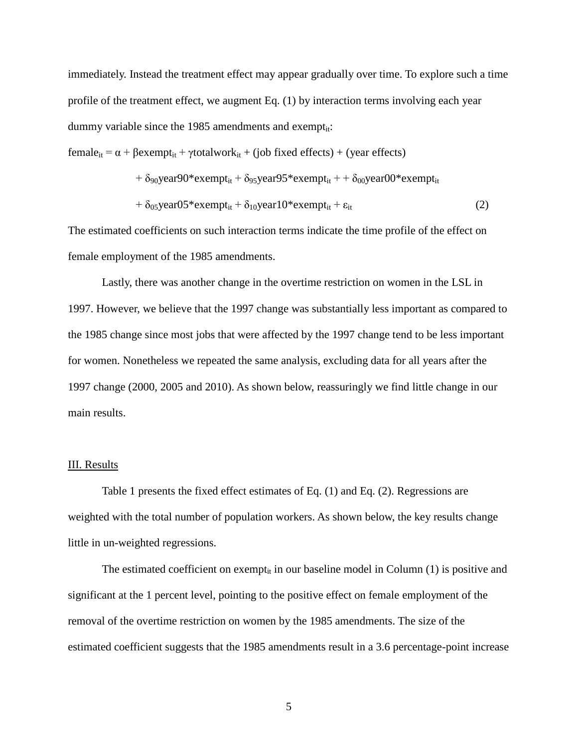immediately. Instead the treatment effect may appear gradually over time. To explore such a time profile of the treatment effect, we augment Eq. (1) by interaction terms involving each year dummy variable since the 1985 amendments and $exempt_{it}$:

$$female_{it} = \alpha + \beta exempt_{it} + \gamma totalwork_{it} + \text{(job fixed effects)} + \text{(year effects)}$$

$$+ \delta_{90} year90*exempt_{it} + \delta_{95} year95*exempt_{it} + + \delta_{00} year00*exempt_{it}$$

$$+ \delta_{05} year05*exempt_{it} + \delta_{10} year10*exempt_{it} + \varepsilon_{it} \qquad (2)$$

The estimated coefficients on such interaction terms indicate the time profile of the effect on female employment of the 1985 amendments.

Lastly, there was another change in the overtime restriction on women in the LSL in 1997. However, we believe that the 1997 change was substantially less important as compared to the 1985 change since most jobs that were affected by the 1997 change tend to be less important for women. Nonetheless we repeated the same analysis, excluding data for all years after the 1997 change (2000, 2005 and 2010). As shown below, reassuringly we find little change in our main results.

## III. Results

Table 1 presents the fixed effect estimates of Eq. (1) and Eq. (2). Regressions are weighted with the total number of population workers. As shown below, the key results change little in un-weighted regressions.

The estimated coefficient on $exempt_{it}$ in our baseline model in Column (1) is positive and significant at the 1 percent level, pointing to the positive effect on female employment of the removal of the overtime restriction on women by the 1985 amendments. The size of the estimated coefficient suggests that the 1985 amendments result in a 3.6 percentage-point increase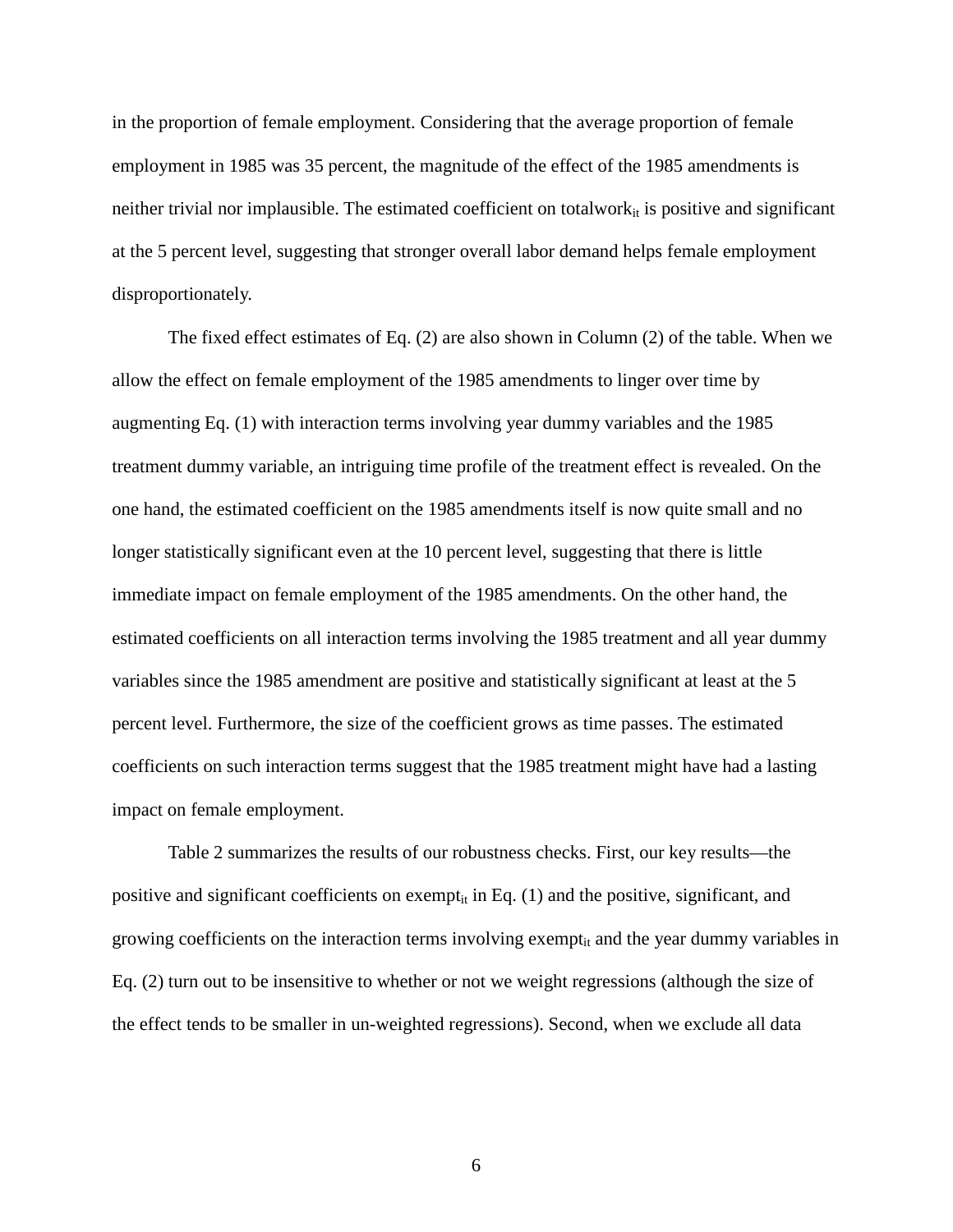in the proportion of female employment. Considering that the average proportion of female employment in 1985 was 35 percent, the magnitude of the effect of the 1985 amendments is neither trivial nor implausible. The estimated coefficient on $totalwork_{it}$ is positive and significant at the 5 percent level, suggesting that stronger overall labor demand helps female employment disproportionately.

The fixed effect estimates of Eq. (2) are also shown in Column (2) of the table. When we allow the effect on female employment of the 1985 amendments to linger over time by augmenting Eq. (1) with interaction terms involving year dummy variables and the 1985 treatment dummy variable, an intriguing time profile of the treatment effect is revealed. On the one hand, the estimated coefficient on the 1985 amendments itself is now quite small and no longer statistically significant even at the 10 percent level, suggesting that there is little immediate impact on female employment of the 1985 amendments. On the other hand, the estimated coefficients on all interaction terms involving the 1985 treatment and all year dummy variables since the 1985 amendment are positive and statistically significant at least at the 5 percent level. Furthermore, the size of the coefficient grows as time passes. The estimated coefficients on such interaction terms suggest that the 1985 treatment might have had a lasting impact on female employment.

Table 2 summarizes the results of our robustness checks. First, our key results—the positive and significant coefficients on $exempt_{it}$ in Eq. (1) and the positive, significant, and growing coefficients on the interaction terms involving $exempt_{it}$ and the year dummy variables in Eq. (2) turn out to be insensitive to whether or not we weight regressions (although the size of the effect tends to be smaller in un-weighted regressions). Second, when we exclude all data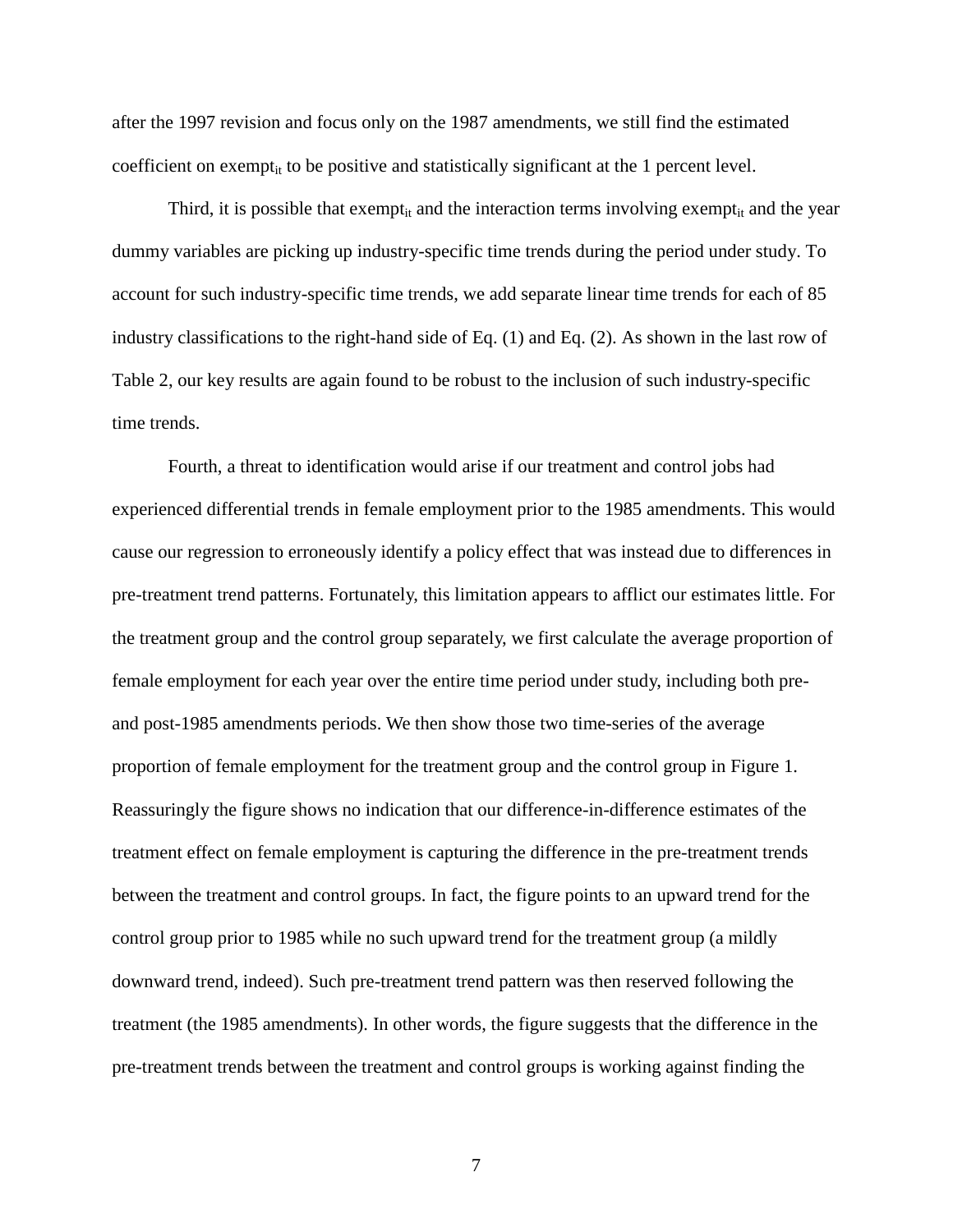after the 1997 revision and focus only on the 1987 amendments, we still find the estimated coefficient on $exempt_{it}$ to be positive and statistically significant at the 1 percent level.

Third, it is possible that $exempt_{it}$ and the interaction terms involving $exempt_{it}$ and the year dummy variables are picking up industry-specific time trends during the period under study. To account for such industry-specific time trends, we add separate linear time trends for each of 85 industry classifications to the right-hand side of Eq. (1) and Eq. (2). As shown in the last row of Table 2, our key results are again found to be robust to the inclusion of such industry-specific time trends.

Fourth, a threat to identification would arise if our treatment and control jobs had experienced differential trends in female employment prior to the 1985 amendments. This would cause our regression to erroneously identify a policy effect that was instead due to differences in pre-treatment trend patterns. Fortunately, this limitation appears to afflict our estimates little. For the treatment group and the control group separately, we first calculate the average proportion of female employment for each year over the entire time period under study, including both pre- and post-1985 amendments periods. We then show those two time-series of the average proportion of female employment for the treatment group and the control group in Figure 1. Reassuringly the figure shows no indication that our difference-in-difference estimates of the treatment effect on female employment is capturing the difference in the pre-treatment trends between the treatment and control groups. In fact, the figure points to an upward trend for the control group prior to 1985 while no such upward trend for the treatment group (a mildly downward trend, indeed). Such pre-treatment trend pattern was then reserved following the treatment (the 1985 amendments). In other words, the figure suggests that the difference in the pre-treatment trends between the treatment and control groups is working against finding the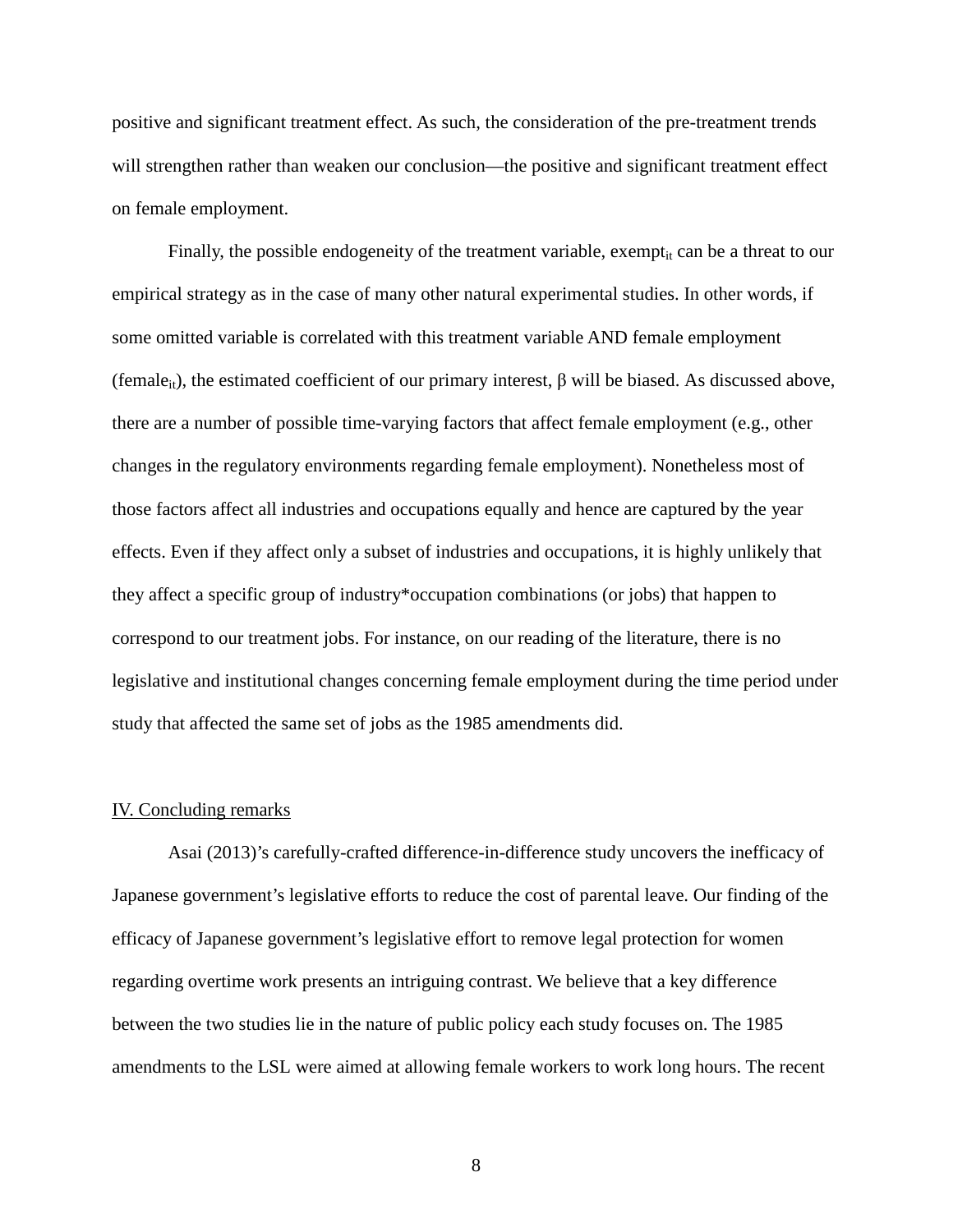positive and significant treatment effect. As such, the consideration of the pre-treatment trends will strengthen rather than weaken our conclusion—the positive and significant treatment effect on female employment.

Finally, the possible endogeneity of the treatment variable, $exempt_{it}$ can be a threat to our empirical strategy as in the case of many other natural experimental studies. In other words, if some omitted variable is correlated with this treatment variable AND female employment ($female_{it}$), the estimated coefficient of our primary interest, $\beta$ will be biased. As discussed above, there are a number of possible time-varying factors that affect female employment (e.g., other changes in the regulatory environments regarding female employment). Nonetheless most of those factors affect all industries and occupations equally and hence are captured by the year effects. Even if they affect only a subset of industries and occupations, it is highly unlikely that they affect a specific group of industry*occupation combinations (or jobs) that happen to correspond to our treatment jobs. For instance, on our reading of the literature, there is no legislative and institutional changes concerning female employment during the time period under study that affected the same set of jobs as the 1985 amendments did.

## IV. Concluding remarks

Asai (2013)'s carefully-crafted difference-in-difference study uncovers the inefficacy of Japanese government's legislative efforts to reduce the cost of parental leave. Our finding of the efficacy of Japanese government's legislative effort to remove legal protection for women regarding overtime work presents an intriguing contrast. We believe that a key difference between the two studies lie in the nature of public policy each study focuses on. The 1985 amendments to the LSL were aimed at allowing female workers to work long hours. The recent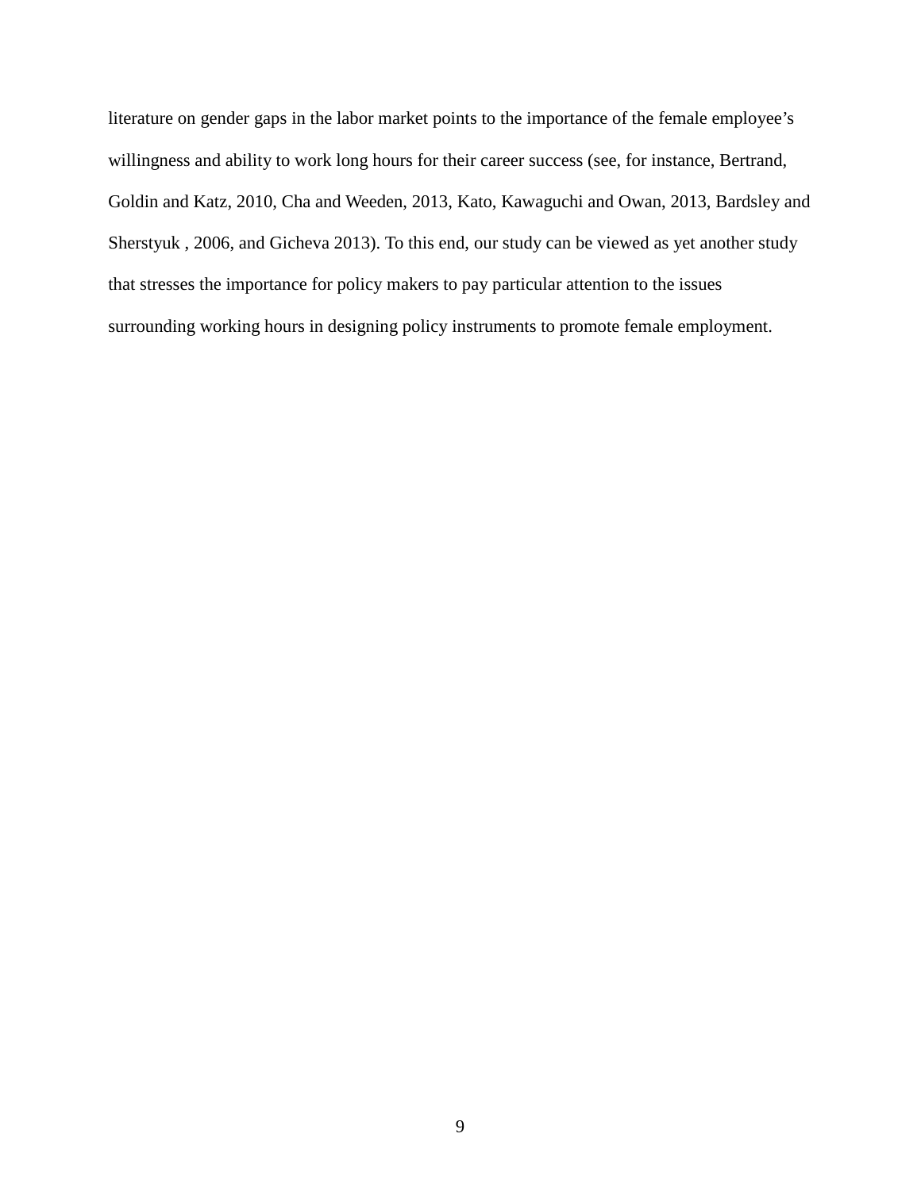literature on gender gaps in the labor market points to the importance of the female employee's willingness and ability to work long hours for their career success (see, for instance, Bertrand, Goldin and Katz, 2010, Cha and Weeden, 2013, Kato, Kawaguchi and Owan, 2013, Bardsley and Sherstyuk , 2006, and Gicheva 2013). To this end, our study can be viewed as yet another study that stresses the importance for policy makers to pay particular attention to the issues surrounding working hours in designing policy instruments to promote female employment.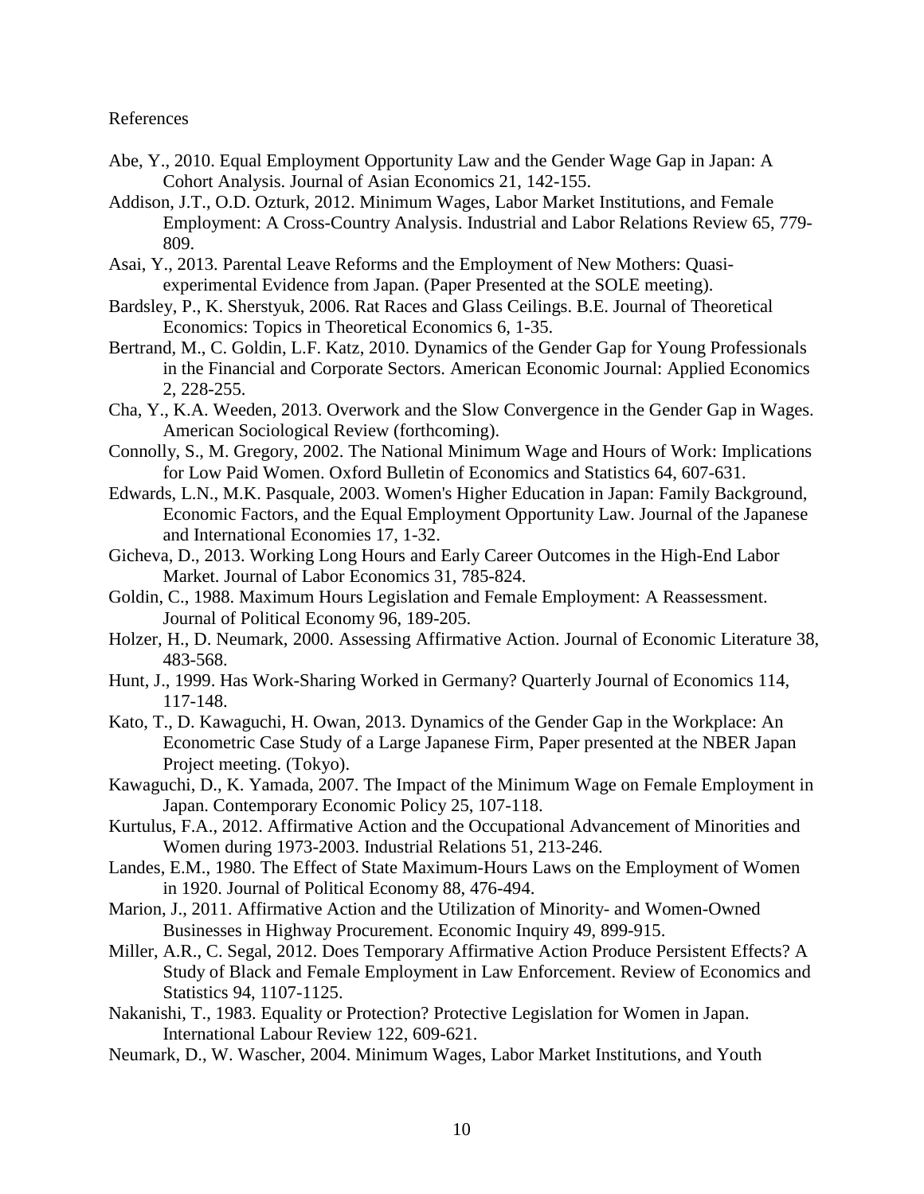References

Abe, Y., 2010. Equal Employment Opportunity Law and the Gender Wage Gap in Japan: A Cohort Analysis. Journal of Asian Economics 21, 142-155.

Addison, J.T., O.D. Ozturk, 2012. Minimum Wages, Labor Market Institutions, and Female Employment: A Cross-Country Analysis. Industrial and Labor Relations Review 65, 779-809.

Asai, Y., 2013. Parental Leave Reforms and the Employment of New Mothers: Quasi-experimental Evidence from Japan. (Paper Presented at the SOLE meeting).

Bardsley, P., K. Sherstyuk, 2006. Rat Races and Glass Ceilings. B.E. Journal of Theoretical Economics: Topics in Theoretical Economics 6, 1-35.

Bertrand, M., C. Goldin, L.F. Katz, 2010. Dynamics of the Gender Gap for Young Professionals in the Financial and Corporate Sectors. American Economic Journal: Applied Economics 2, 228-255.

Cha, Y., K.A. Weeden, 2013. Overwork and the Slow Convergence in the Gender Gap in Wages. American Sociological Review (forthcoming).

Connolly, S., M. Gregory, 2002. The National Minimum Wage and Hours of Work: Implications for Low Paid Women. Oxford Bulletin of Economics and Statistics 64, 607-631.

Edwards, L.N., M.K. Pasquale, 2003. Women's Higher Education in Japan: Family Background, Economic Factors, and the Equal Employment Opportunity Law. Journal of the Japanese and International Economies 17, 1-32.

Gicheva, D., 2013. Working Long Hours and Early Career Outcomes in the High-End Labor Market. Journal of Labor Economics 31, 785-824.

Goldin, C., 1988. Maximum Hours Legislation and Female Employment: A Reassessment. Journal of Political Economy 96, 189-205.

Holzer, H., D. Neumark, 2000. Assessing Affirmative Action. Journal of Economic Literature 38, 483-568.

Hunt, J., 1999. Has Work-Sharing Worked in Germany? Quarterly Journal of Economics 114, 117-148.

Kato, T., D. Kawaguchi, H. Owan, 2013. Dynamics of the Gender Gap in the Workplace: An Econometric Case Study of a Large Japanese Firm, Paper presented at the NBER Japan Project meeting. (Tokyo).

Kawaguchi, D., K. Yamada, 2007. The Impact of the Minimum Wage on Female Employment in Japan. Contemporary Economic Policy 25, 107-118.

Kurtulus, F.A., 2012. Affirmative Action and the Occupational Advancement of Minorities and Women during 1973-2003. Industrial Relations 51, 213-246.

Landes, E.M., 1980. The Effect of State Maximum-Hours Laws on the Employment of Women in 1920. Journal of Political Economy 88, 476-494.

Marion, J., 2011. Affirmative Action and the Utilization of Minority- and Women-Owned Businesses in Highway Procurement. Economic Inquiry 49, 899-915.

Miller, A.R., C. Segal, 2012. Does Temporary Affirmative Action Produce Persistent Effects? A Study of Black and Female Employment in Law Enforcement. Review of Economics and Statistics 94, 1107-1125.

Nakanishi, T., 1983. Equality or Protection? Protective Legislation for Women in Japan. International Labour Review 122, 609-621.

Neumark, D., W. Wascher, 2004. Minimum Wages, Labor Market Institutions, and Youth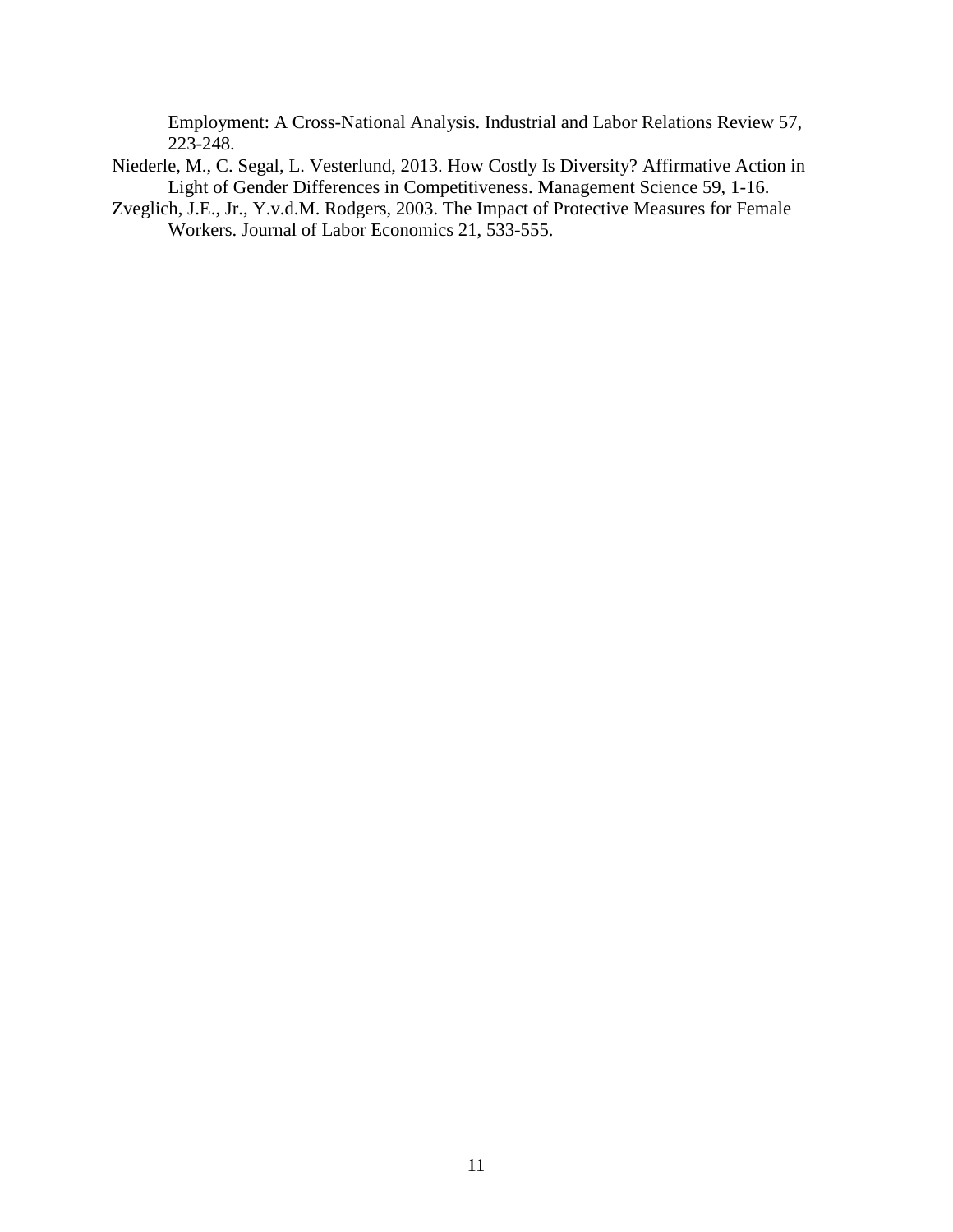Employment: A Cross-National Analysis. Industrial and Labor Relations Review 57, 223-248.

Niederle, M., C. Segal, L. Vesterlund, 2013. How Costly Is Diversity? Affirmative Action in Light of Gender Differences in Competitiveness. Management Science 59, 1-16.

Zveglich, J.E., Jr., Y.v.d.M. Rodgers, 2003. The Impact of Protective Measures for Female Workers. Journal of Labor Economics 21, 533-555.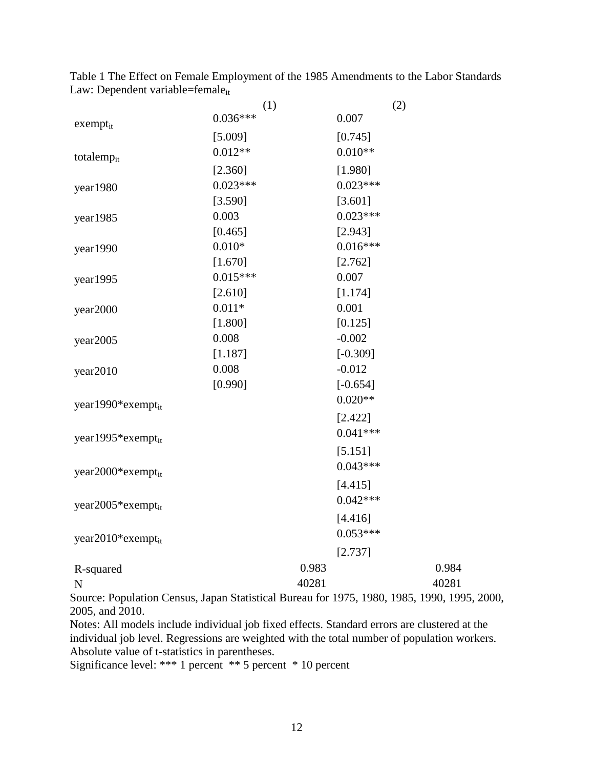Table 1 The Effect on Female Employment of the 1985 Amendments to the Labor Standards Law: Dependent variable=$female_{it}$

| | (1) | (2) |
|---|---|---|
| $exempt_{it}$ | 0.036*** | 0.007 |
| | [5.009] | [0.745] |
| $totalemp_{it}$ | 0.012** | 0.010** |
| | [2.360] | [1.980] |
| year1980 | 0.023*** | 0.023*** |
| | [3.590] | [3.601] |
| year1985 | 0.003 | 0.023*** |
| | [0.465] | [2.943] |
| year1990 | 0.010* | 0.016*** |
| | [1.670] | [2.762] |
| year1995 | 0.015*** | 0.007 |
| | [2.610] | [1.174] |
| year2000 | 0.011* | 0.001 |
| | [1.800] | [0.125] |
| year2005 | 0.008 | -0.002 |
| | [1.187] | [-0.309] |
| year2010 | 0.008 | -0.012 |
| | [0.990] | [-0.654] |
| year1990*$exempt_{it}$ | | 0.020** |
| | | [2.422] |
| year1995*$exempt_{it}$ | | 0.041*** |
| | | [5.151] |
| year2000*$exempt_{it}$ | | 0.043*** |
| | | [4.415] |
| year2005*$exempt_{it}$ | | 0.042*** |
| | | [4.416] |
| year2010*$exempt_{it}$ | | 0.053*** |
| | | [2.737] |
| R-squared | 0.983 | 0.984 |
| N | 40281 | 40281 |

Source: Population Census, Japan Statistical Bureau for 1975, 1980, 1985, 1990, 1995, 2000, 2005, and 2010.

Notes: All models include individual job fixed effects. Standard errors are clustered at the individual job level. Regressions are weighted with the total number of population workers. Absolute value of t-statistics in parentheses.

Significance level: *** 1 percent ** 5 percent * 10 percent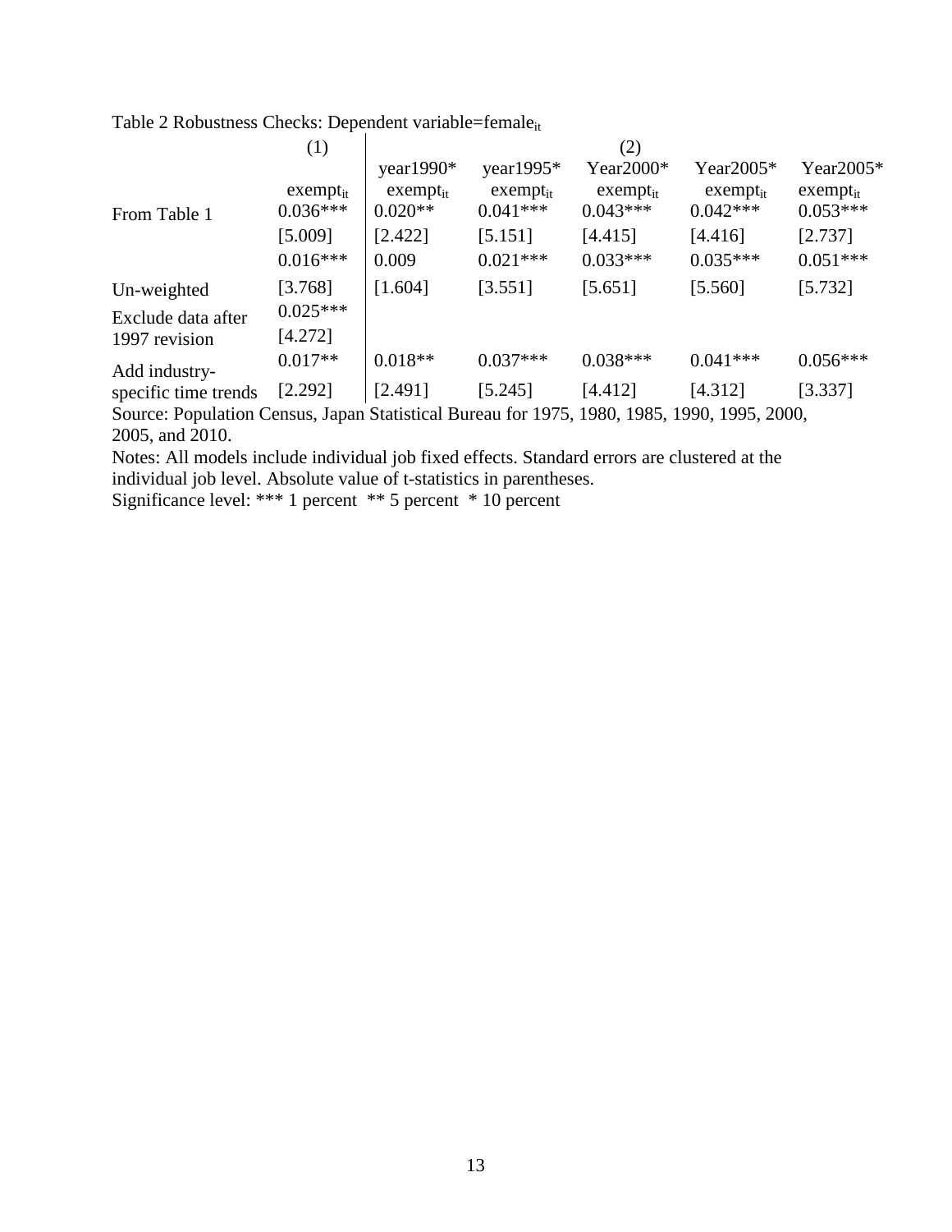Table 2 Robustness Checks: Dependent variable=female$_{it}$

| | (1) | (2) | | | | |
|---|---|---|---|---|---|---|
| | exempt$_{it}$ | year1990* exempt$_{it}$ | year1995* exempt$_{it}$ | Year2000* exempt$_{it}$ | Year2005* exempt$_{it}$ | Year2005* exempt$_{it}$ |
| From Table 1 | 0.036*** | 0.020** | 0.041*** | 0.043*** | 0.042*** | 0.053*** |
| | [5.009] | [2.422] | [5.151] | [4.415] | [4.416] | [2.737] |
| Un-weighted | 0.016*** | 0.009 | 0.021*** | 0.033*** | 0.035*** | 0.051*** |
| | [3.768] | [1.604] | [3.551] | [5.651] | [5.560] | [5.732] |
| Exclude data after 1997 revision | 0.025*** | | | | | |
| | [4.272] | | | | | |
| Add industry-specific time trends | 0.017** | 0.018** | 0.037*** | 0.038*** | 0.041*** | 0.056*** |
| | [2.292] | [2.491] | [5.245] | [4.412] | [4.312] | [3.337] |

Source: Population Census, Japan Statistical Bureau for 1975, 1980, 1985, 1990, 1995, 2000, 2005, and 2010.

Notes: All models include individual job fixed effects. Standard errors are clustered at the individual job level. Absolute value of t-statistics in parentheses.

Significance level: *** 1 percent ** 5 percent * 10 percent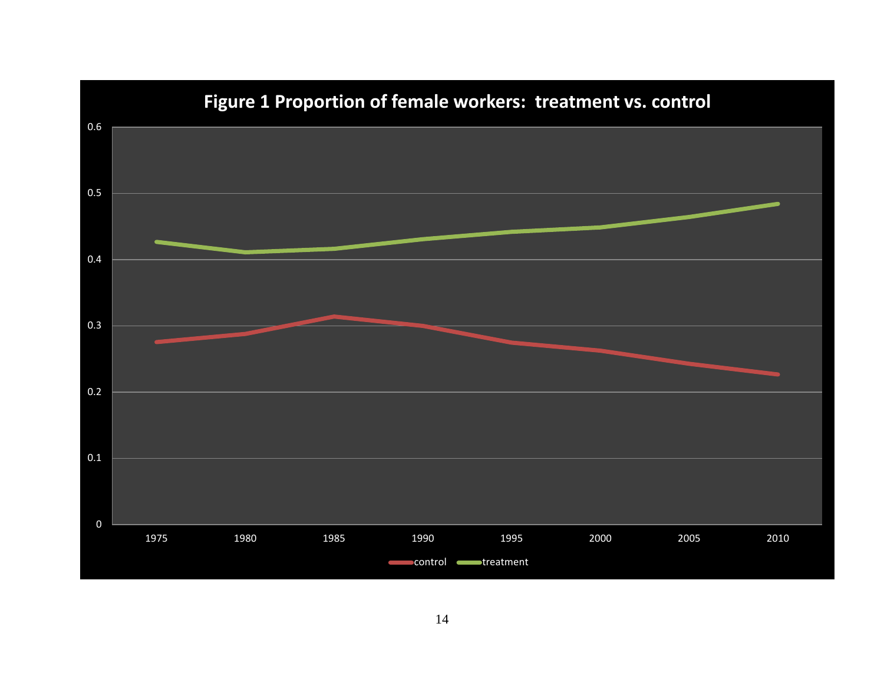**Figure 1 Proportion of female workers: treatment vs. control**

0.6

0.5

0.4

0.3

0.2

0.1

0

1975 1980 1985 1990 1995 2000 2005 2010

control treatment